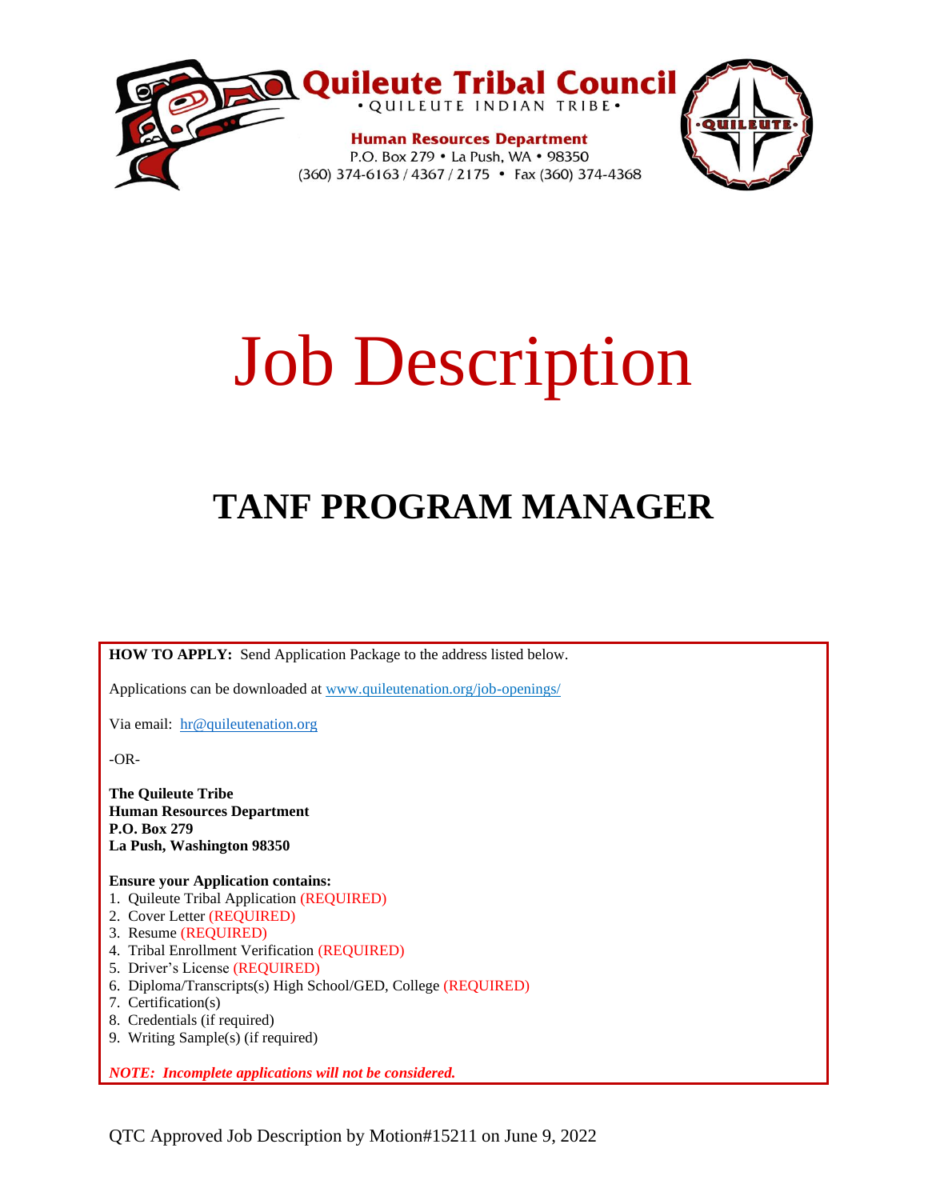**Quileute Tribal Council**
• QUILEUTE INDIAN TRIBE •

**Human Resources Department**
P.O. Box 279 • La Push, WA • 98350
(360) 374-6163 / 4367 / 2175 • Fax (360) 374-4368

# Job Description

## TANF PROGRAM MANAGER

**HOW TO APPLY:** Send Application Package to the address listed below.

Applications can be downloaded at www.quileutenation.org/job-openings/

Via email: hr@quileutenation.org

-OR-

**The Quileute Tribe**
**Human Resources Department**
**P.O. Box 279**
**La Push, Washington 98350**

**Ensure your Application contains:**

1. Quileute Tribal Application (REQUIRED)
2. Cover Letter (REQUIRED)
3. Resume (REQUIRED)
4. Tribal Enrollment Verification (REQUIRED)
5. Driver's License (REQUIRED)
6. Diploma/Transcripts(s) High School/GED, College (REQUIRED)
7. Certification(s)
8. Credentials (if required)
9. Writing Sample(s) (if required)

***NOTE: Incomplete applications will not be considered.***

QTC Approved Job Description by Motion#15211 on June 9, 2022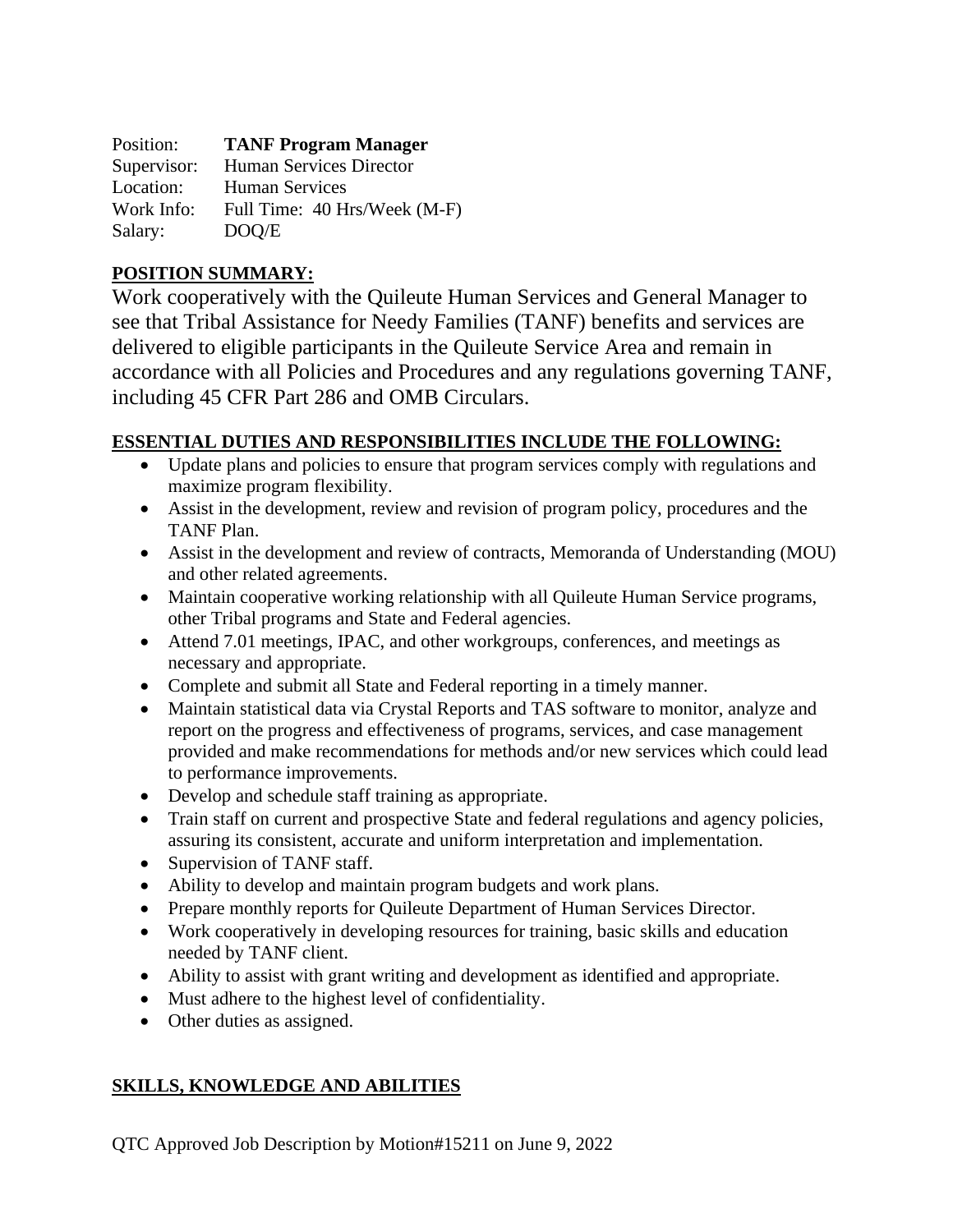Position: **TANF Program Manager**
Supervisor: Human Services Director
Location: Human Services
Work Info: Full Time: 40 Hrs/Week (M-F)
Salary: DOQ/E

**POSITION SUMMARY:**

Work cooperatively with the Quileute Human Services and General Manager to see that Tribal Assistance for Needy Families (TANF) benefits and services are delivered to eligible participants in the Quileute Service Area and remain in accordance with all Policies and Procedures and any regulations governing TANF, including 45 CFR Part 286 and OMB Circulars.

**ESSENTIAL DUTIES AND RESPONSIBILITIES INCLUDE THE FOLLOWING:**

- Update plans and policies to ensure that program services comply with regulations and maximize program flexibility.
- Assist in the development, review and revision of program policy, procedures and the TANF Plan.
- Assist in the development and review of contracts, Memoranda of Understanding (MOU) and other related agreements.
- Maintain cooperative working relationship with all Quileute Human Service programs, other Tribal programs and State and Federal agencies.
- Attend 7.01 meetings, IPAC, and other workgroups, conferences, and meetings as necessary and appropriate.
- Complete and submit all State and Federal reporting in a timely manner.
- Maintain statistical data via Crystal Reports and TAS software to monitor, analyze and report on the progress and effectiveness of programs, services, and case management provided and make recommendations for methods and/or new services which could lead to performance improvements.
- Develop and schedule staff training as appropriate.
- Train staff on current and prospective State and federal regulations and agency policies, assuring its consistent, accurate and uniform interpretation and implementation.
- Supervision of TANF staff.
- Ability to develop and maintain program budgets and work plans.
- Prepare monthly reports for Quileute Department of Human Services Director.
- Work cooperatively in developing resources for training, basic skills and education needed by TANF client.
- Ability to assist with grant writing and development as identified and appropriate.
- Must adhere to the highest level of confidentiality.
- Other duties as assigned.

**SKILLS, KNOWLEDGE AND ABILITIES**

QTC Approved Job Description by Motion#15211 on June 9, 2022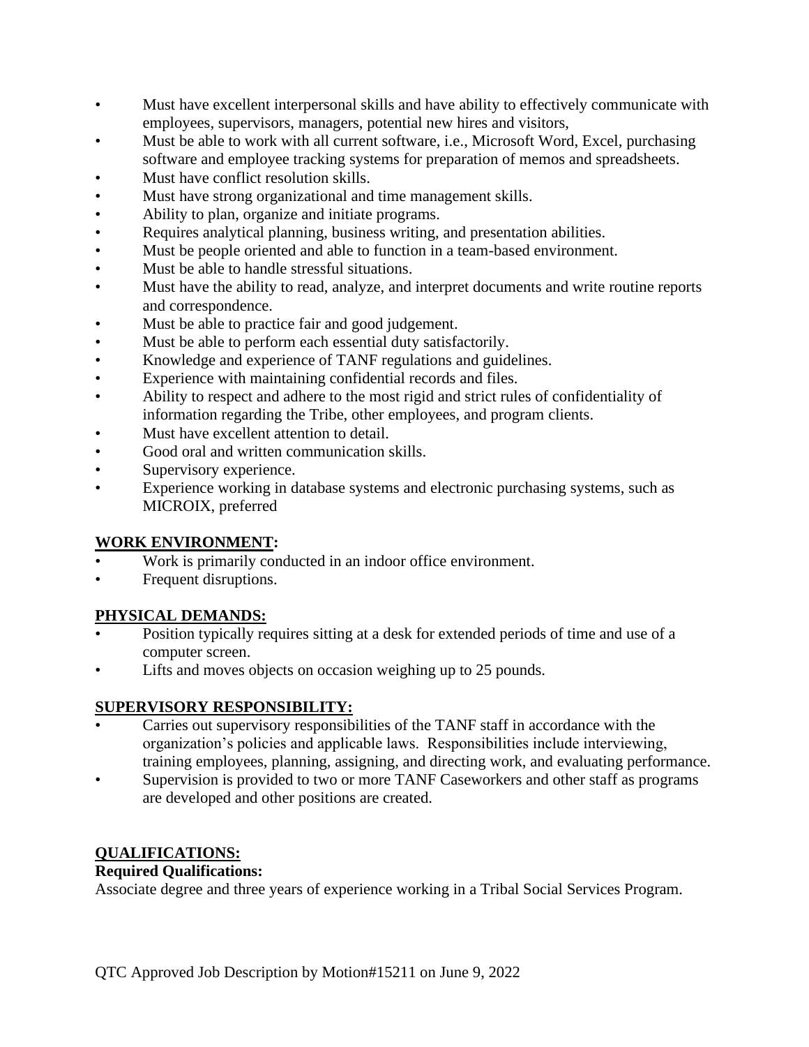- Must have excellent interpersonal skills and have ability to effectively communicate with employees, supervisors, managers, potential new hires and visitors,
- Must be able to work with all current software, i.e., Microsoft Word, Excel, purchasing software and employee tracking systems for preparation of memos and spreadsheets.
- Must have conflict resolution skills.
- Must have strong organizational and time management skills.
- Ability to plan, organize and initiate programs.
- Requires analytical planning, business writing, and presentation abilities.
- Must be people oriented and able to function in a team-based environment.
- Must be able to handle stressful situations.
- Must have the ability to read, analyze, and interpret documents and write routine reports and correspondence.
- Must be able to practice fair and good judgement.
- Must be able to perform each essential duty satisfactorily.
- Knowledge and experience of TANF regulations and guidelines.
- Experience with maintaining confidential records and files.
- Ability to respect and adhere to the most rigid and strict rules of confidentiality of information regarding the Tribe, other employees, and program clients.
- Must have excellent attention to detail.
- Good oral and written communication skills.
- Supervisory experience.
- Experience working in database systems and electronic purchasing systems, such as MICROIX, preferred

**WORK ENVIRONMENT:**

- Work is primarily conducted in an indoor office environment.
- Frequent disruptions.

**PHYSICAL DEMANDS:**

- Position typically requires sitting at a desk for extended periods of time and use of a computer screen.
- Lifts and moves objects on occasion weighing up to 25 pounds.

**SUPERVISORY RESPONSIBILITY:**

- Carries out supervisory responsibilities of the TANF staff in accordance with the organization's policies and applicable laws. Responsibilities include interviewing, training employees, planning, assigning, and directing work, and evaluating performance.
- Supervision is provided to two or more TANF Caseworkers and other staff as programs are developed and other positions are created.

**QUALIFICATIONS:**

**Required Qualifications:**

Associate degree and three years of experience working in a Tribal Social Services Program.

QTC Approved Job Description by Motion#15211 on June 9, 2022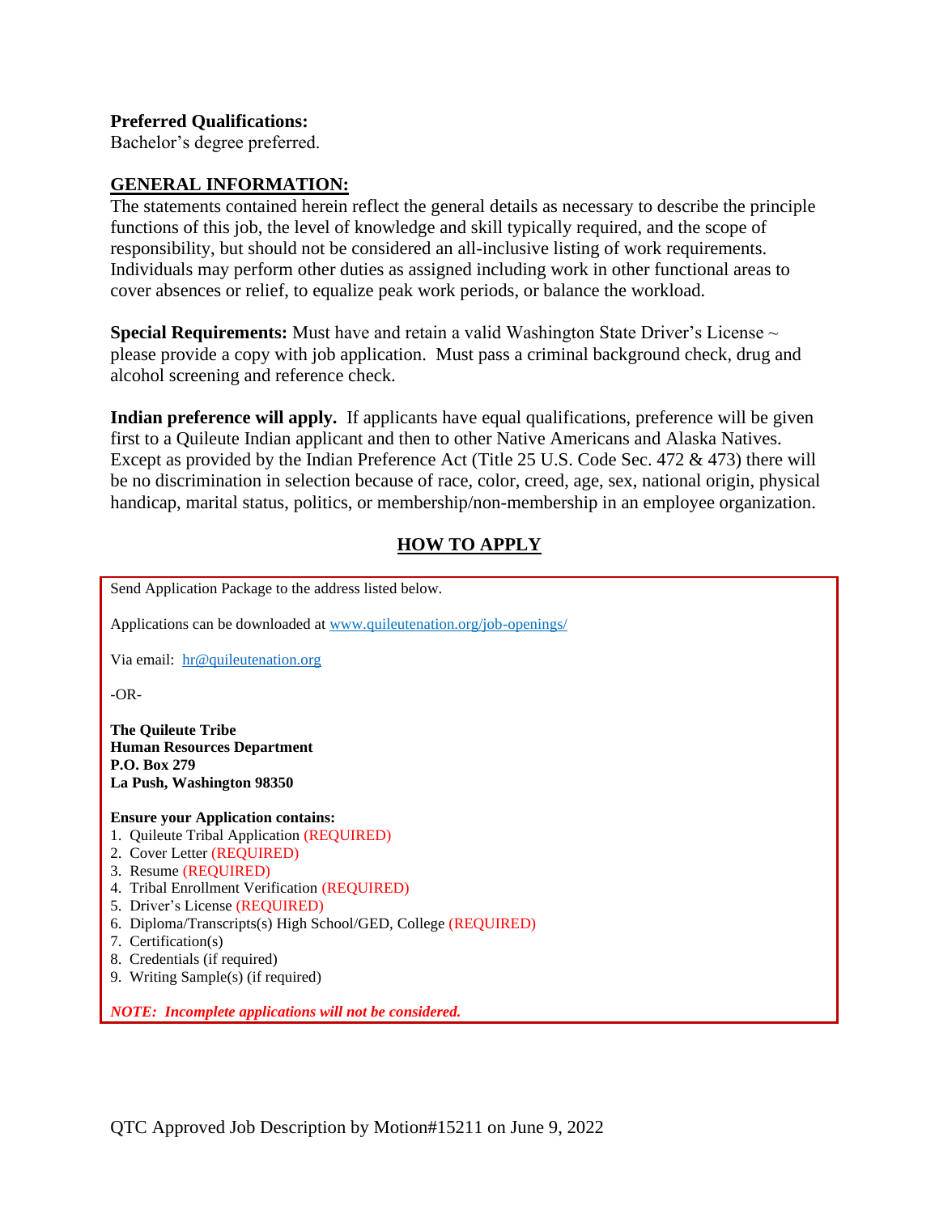**Preferred Qualifications:**
Bachelor's degree preferred.

## GENERAL INFORMATION:

The statements contained herein reflect the general details as necessary to describe the principle functions of this job, the level of knowledge and skill typically required, and the scope of responsibility, but should not be considered an all-inclusive listing of work requirements. Individuals may perform other duties as assigned including work in other functional areas to cover absences or relief, to equalize peak work periods, or balance the workload.

**Special Requirements:** Must have and retain a valid Washington State Driver's License ~ please provide a copy with job application. Must pass a criminal background check, drug and alcohol screening and reference check.

**Indian preference will apply.** If applicants have equal qualifications, preference will be given first to a Quileute Indian applicant and then to other Native Americans and Alaska Natives. Except as provided by the Indian Preference Act (Title 25 U.S. Code Sec. 472 & 473) there will be no discrimination in selection because of race, color, creed, age, sex, national origin, physical handicap, marital status, politics, or membership/non-membership in an employee organization.

## HOW TO APPLY

Send Application Package to the address listed below.

Applications can be downloaded at www.quileutenation.org/job-openings/

Via email: hr@quileutenation.org

-OR-

**The Quileute Tribe**
**Human Resources Department**
**P.O. Box 279**
**La Push, Washington 98350**

**Ensure your Application contains:**

1. Quileute Tribal Application (REQUIRED)
2. Cover Letter (REQUIRED)
3. Resume (REQUIRED)
4. Tribal Enrollment Verification (REQUIRED)
5. Driver's License (REQUIRED)
6. Diploma/Transcripts(s) High School/GED, College (REQUIRED)
7. Certification(s)
8. Credentials (if required)
9. Writing Sample(s) (if required)

***NOTE: Incomplete applications will not be considered.***

QTC Approved Job Description by Motion#15211 on June 9, 2022